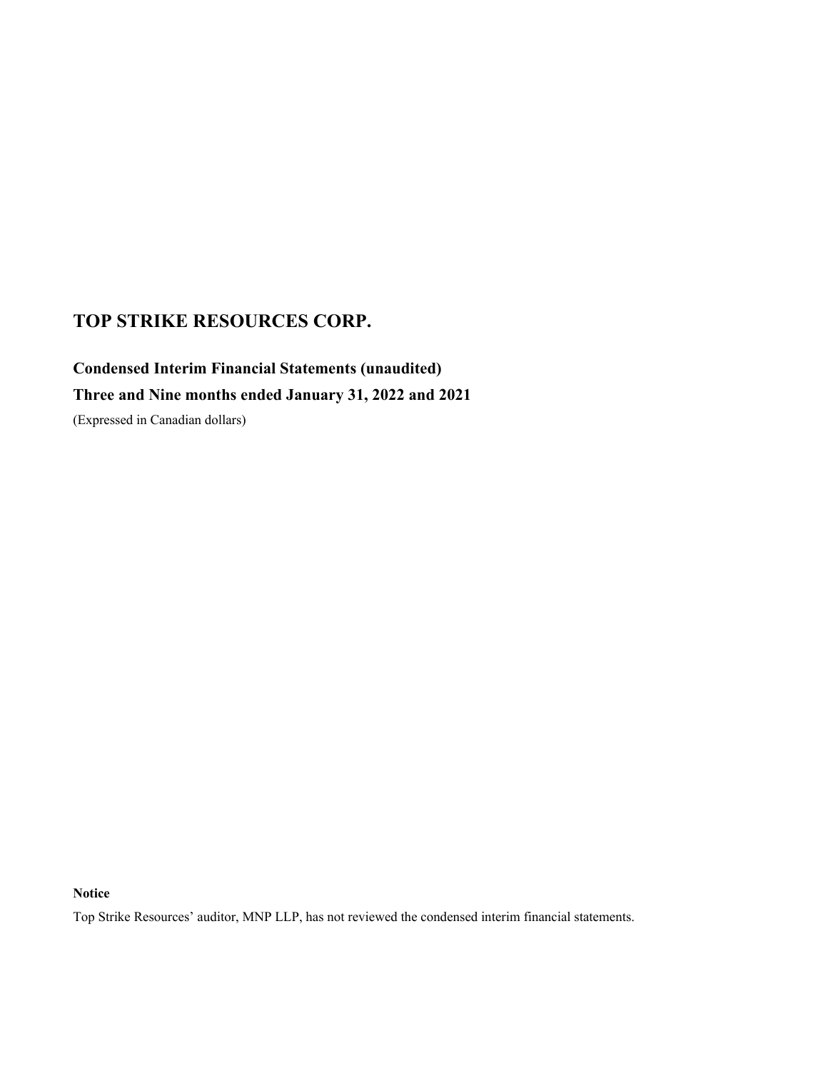# TOP STRIKE RESOURCES CORP.

## Condensed Interim Financial Statements (unaudited)

## Three and Nine months ended January 31, 2022 and 2021

(Expressed in Canadian dollars)

**Notice**

Top Strike Resources' auditor, MNP LLP, has not reviewed the condensed interim financial statements.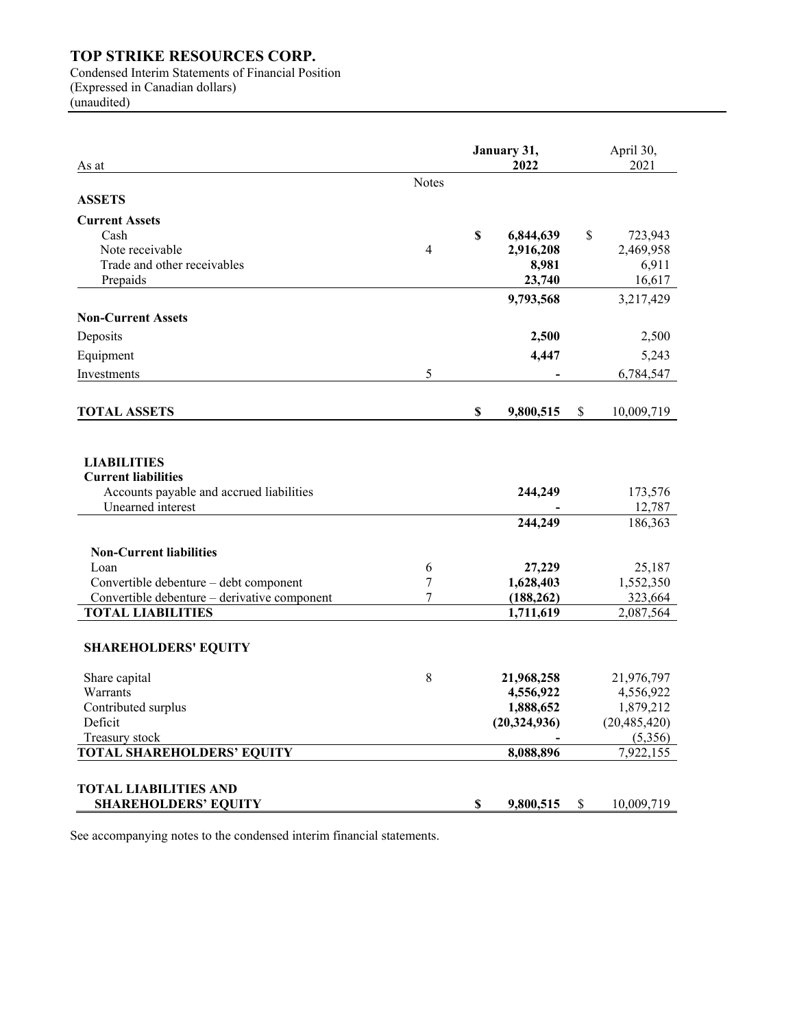# TOP STRIKE RESOURCES CORP.

Condensed Interim Statements of Financial Position
(Expressed in Canadian dollars)
(unaudited)

| As at | Notes | January 31, 2022 | April 30, 2021 |
|---|---|---|---|
| **ASSETS** | | | |
| **Current Assets** | | | |
| Cash | | **$ 6,844,639** | $ 723,943 |
| Note receivable | 4 | **2,916,208** | 2,469,958 |
| Trade and other receivables | | **8,981** | 6,911 |
| Prepaids | | **23,740** | 16,617 |
| | | **9,793,568** | 3,217,429 |
| **Non-Current Assets** | | | |
| Deposits | | **2,500** | 2,500 |
| Equipment | | **4,447** | 5,243 |
| Investments | 5 | **-** | 6,784,547 |
| **TOTAL ASSETS** | | **$ 9,800,515** | $ 10,009,719 |
| **LIABILITIES** | | | |
| **Current liabilities** | | | |
| Accounts payable and accrued liabilities | | **244,249** | 173,576 |
| Unearned interest | | **-** | 12,787 |
| | | **244,249** | 186,363 |
| **Non-Current liabilities** | | | |
| Loan | 6 | **27,229** | 25,187 |
| Convertible debenture – debt component | 7 | **1,628,403** | 1,552,350 |
| Convertible debenture – derivative component | 7 | **(188,262)** | 323,664 |
| **TOTAL LIABILITIES** | | **1,711,619** | 2,087,564 |
| **SHAREHOLDERS' EQUITY** | | | |
| Share capital | 8 | **21,968,258** | 21,976,797 |
| Warrants | | **4,556,922** | 4,556,922 |
| Contributed surplus | | **1,888,652** | 1,879,212 |
| Deficit | | **(20,324,936)** | (20,485,420) |
| Treasury stock | | **-** | (5,356) |
| **TOTAL SHAREHOLDERS' EQUITY** | | **8,088,896** | 7,922,155 |
| **TOTAL LIABILITIES AND SHAREHOLDERS' EQUITY** | | **$ 9,800,515** | $ 10,009,719 |

See accompanying notes to the condensed interim financial statements.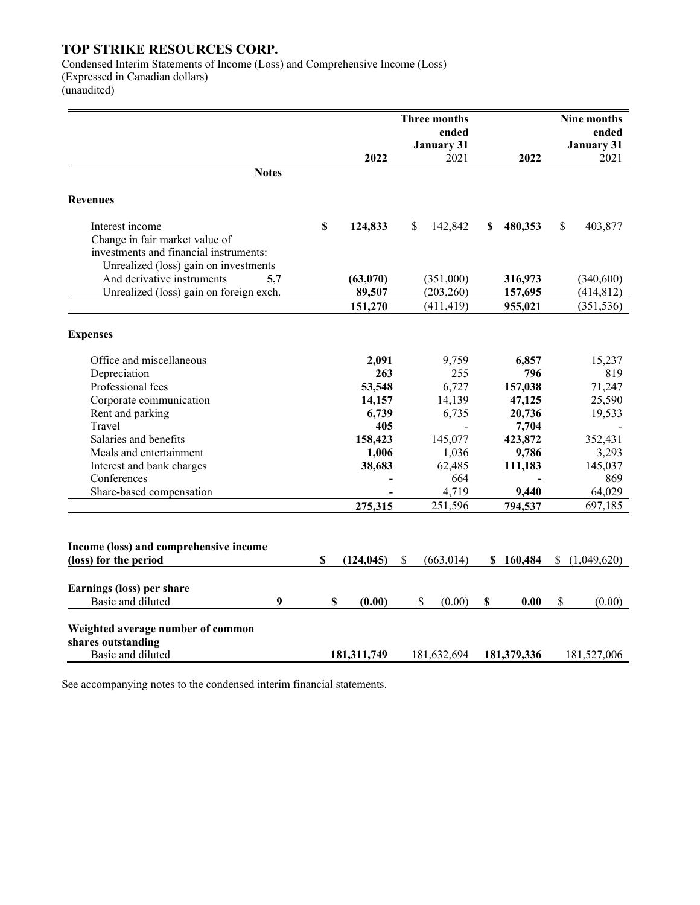# TOP STRIKE RESOURCES CORP.

Condensed Interim Statements of Income (Loss) and Comprehensive Income (Loss)
(Expressed in Canadian dollars)
(unaudited)

| | Notes | Three months ended January 31 2022 | Three months ended January 31 2021 | Nine months ended January 31 2022 | Nine months ended January 31 2021 |
|---|---|---|---|---|---|
| **Revenues** | | | | | |
| Interest income | | **$ 124,833** | $ 142,842 | **$ 480,353** | $ 403,877 |
| Change in fair market value of investments and financial instruments: | | | | | |
| Unrealized (loss) gain on investments And derivative instruments | 5,7 | **(63,070)** | (351,000) | **316,973** | (340,600) |
| Unrealized (loss) gain on foreign exch. | | **89,507** | (203,260) | **157,695** | (414,812) |
| | | **151,270** | (411,419) | **955,021** | (351,536) |
| **Expenses** | | | | | |
| Office and miscellaneous | | **2,091** | 9,759 | **6,857** | 15,237 |
| Depreciation | | **263** | 255 | **796** | 819 |
| Professional fees | | **53,548** | 6,727 | **157,038** | 71,247 |
| Corporate communication | | **14,157** | 14,139 | **47,125** | 25,590 |
| Rent and parking | | **6,739** | 6,735 | **20,736** | 19,533 |
| Travel | | **405** | - | **7,704** | - |
| Salaries and benefits | | **158,423** | 145,077 | **423,872** | 352,431 |
| Meals and entertainment | | **1,006** | 1,036 | **9,786** | 3,293 |
| Interest and bank charges | | **38,683** | 62,485 | **111,183** | 145,037 |
| Conferences | | **-** | 664 | **-** | 869 |
| Share-based compensation | | **-** | 4,719 | **9,440** | 64,029 |
| | | **275,315** | 251,596 | **794,537** | 697,185 |
| **Income (loss) and comprehensive income (loss) for the period** | | **$ (124,045)** | $ (663,014) | **$ 160,484** | $ (1,049,620) |
| **Earnings (loss) per share** | | | | | |
| Basic and diluted | 9 | **$ (0.00)** | $ (0.00) | **$ 0.00** | $ (0.00) |
| **Weighted average number of common shares outstanding** | | | | | |
| Basic and diluted | | **181,311,749** | 181,632,694 | **181,379,336** | 181,527,006 |

See accompanying notes to the condensed interim financial statements.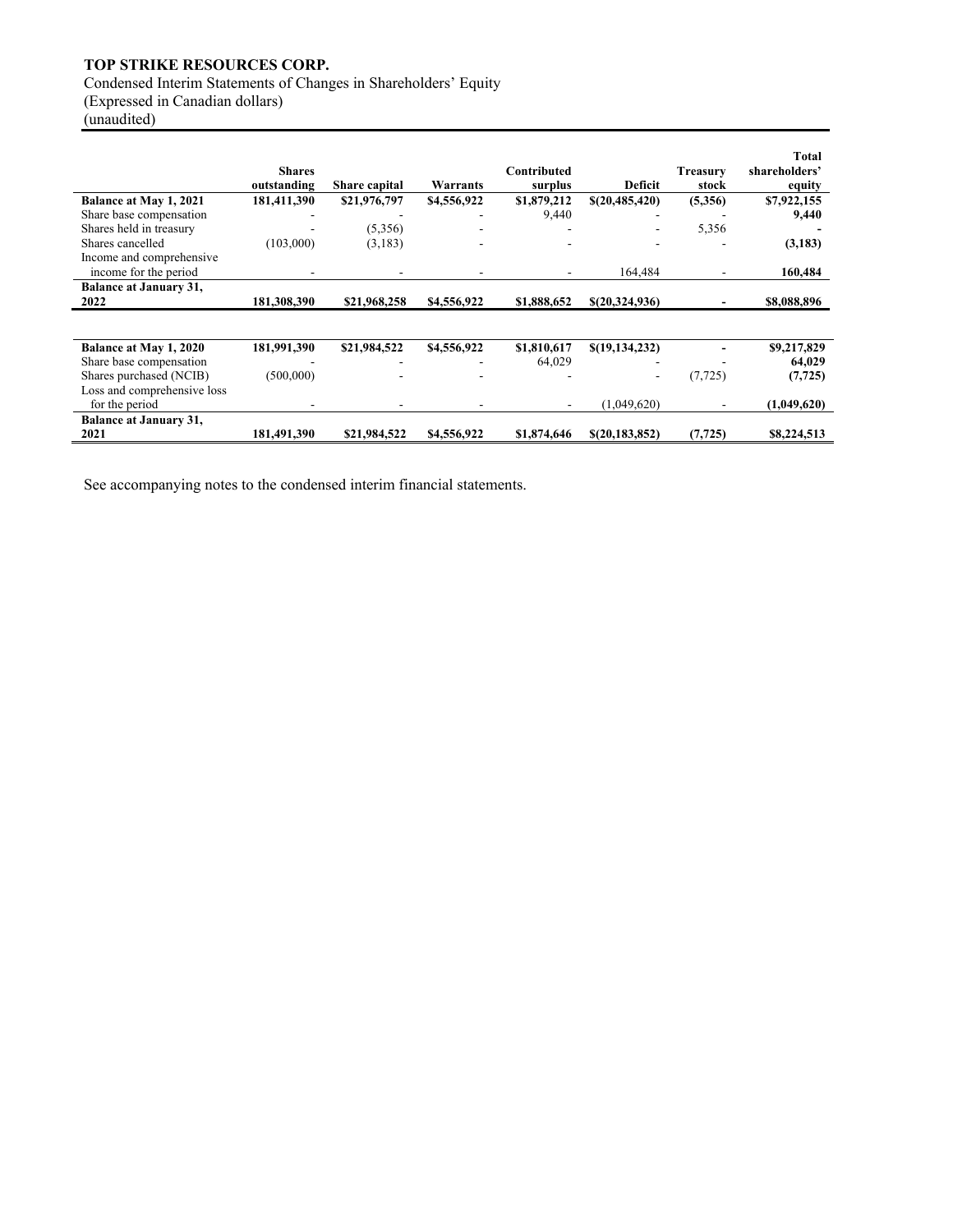**TOP STRIKE RESOURCES CORP.**

Condensed Interim Statements of Changes in Shareholders' Equity
(Expressed in Canadian dollars)
(unaudited)

| | Shares outstanding | Share capital | Warrants | Contributed surplus | Deficit | Treasury stock | Total shareholders' equity |
|---|---|---|---|---|---|---|---|
| **Balance at May 1, 2021** | **181,411,390** | **$21,976,797** | **$4,556,922** | **$1,879,212** | **$(20,485,420)** | **(5,356)** | **$7,922,155** |
| Share base compensation | - | - | - | 9,440 | - | - | **9,440** |
| Shares held in treasury | - | (5,356) | - | - | - | 5,356 | **-** |
| Shares cancelled | (103,000) | (3,183) | - | - | - | - | **(3,183)** |
| Income and comprehensive income for the period | - | - | - | - | 164,484 | - | **160,484** |
| **Balance at January 31, 2022** | **181,308,390** | **$21,968,258** | **$4,556,922** | **$1,888,652** | **$(20,324,936)** | **-** | **$8,088,896** |
| | | | | | | | |
| **Balance at May 1, 2020** | **181,991,390** | **$21,984,522** | **$4,556,922** | **$1,810,617** | **$(19,134,232)** | **-** | **$9,217,829** |
| Share base compensation | - | - | - | 64,029 | - | - | **64,029** |
| Shares purchased (NCIB) | (500,000) | - | - | - | - | (7,725) | **(7,725)** |
| Loss and comprehensive loss for the period | - | - | - | - | (1,049,620) | - | **(1,049,620)** |
| **Balance at January 31, 2021** | **181,491,390** | **$21,984,522** | **$4,556,922** | **$1,874,646** | **$(20,183,852)** | **(7,725)** | **$8,224,513** |

See accompanying notes to the condensed interim financial statements.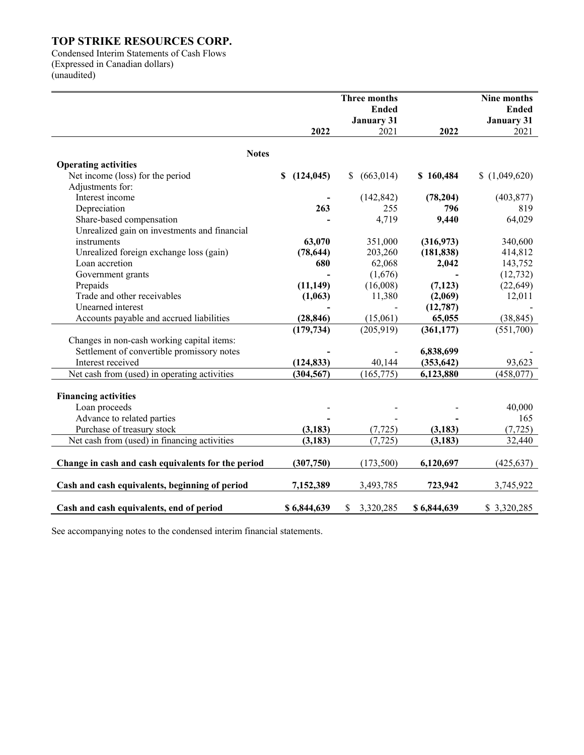# TOP STRIKE RESOURCES CORP.

Condensed Interim Statements of Cash Flows
(Expressed in Canadian dollars)
(unaudited)

| | Notes | Three months Ended January 31 2022 | Three months Ended January 31 2021 | Nine months Ended January 31 2022 | Nine months Ended January 31 2021 |
|---|---|---|---|---|---|
| **Operating activities** | | | | | |
| Net income (loss) for the period | | **$ (124,045)** | $ (663,014) | **$ 160,484** | $ (1,049,620) |
| Adjustments for: | | | | | |
| Interest income | | **-** | (142,842) | **(78,204)** | (403,877) |
| Depreciation | | **263** | 255 | **796** | 819 |
| Share-based compensation | | **-** | 4,719 | **9,440** | 64,029 |
| Unrealized gain on investments and financial instruments | | **63,070** | 351,000 | **(316,973)** | 340,600 |
| Unrealized foreign exchange loss (gain) | | **(78,644)** | 203,260 | **(181,838)** | 414,812 |
| Loan accretion | | **680** | 62,068 | **2,042** | 143,752 |
| Government grants | | **-** | (1,676) | **-** | (12,732) |
| Prepaids | | **(11,149)** | (16,008) | **(7,123)** | (22,649) |
| Trade and other receivables | | **(1,063)** | 11,380 | **(2,069)** | 12,011 |
| Unearned interest | | **-** | - | **(12,787)** | - |
| Accounts payable and accrued liabilities | | **(28,846)** | (15,061) | **65,055** | (38,845) |
| | | **(179,734)** | (205,919) | **(361,177)** | (551,700) |
| Changes in non-cash working capital items: | | | | | |
| Settlement of convertible promissory notes | | **-** | - | **6,838,699** | - |
| Interest received | | **(124,833)** | 40,144 | **(353,642)** | 93,623 |
| Net cash from (used) in operating activities | | **(304,567)** | (165,775) | **6,123,880** | (458,077) |
| **Financing activities** | | | | | |
| Loan proceeds | | - | - | - | 40,000 |
| Advance to related parties | | **-** | - | **-** | 165 |
| Purchase of treasury stock | | **(3,183)** | (7,725) | **(3,183)** | (7,725) |
| Net cash from (used) in financing activities | | **(3,183)** | (7,725) | **(3,183)** | 32,440 |
| **Change in cash and cash equivalents for the period** | | **(307,750)** | (173,500) | **6,120,697** | (425,637) |
| **Cash and cash equivalents, beginning of period** | | **7,152,389** | 3,493,785 | **723,942** | 3,745,922 |
| **Cash and cash equivalents, end of period** | | **$ 6,844,639** | $ 3,320,285 | **$ 6,844,639** | $ 3,320,285 |

See accompanying notes to the condensed interim financial statements.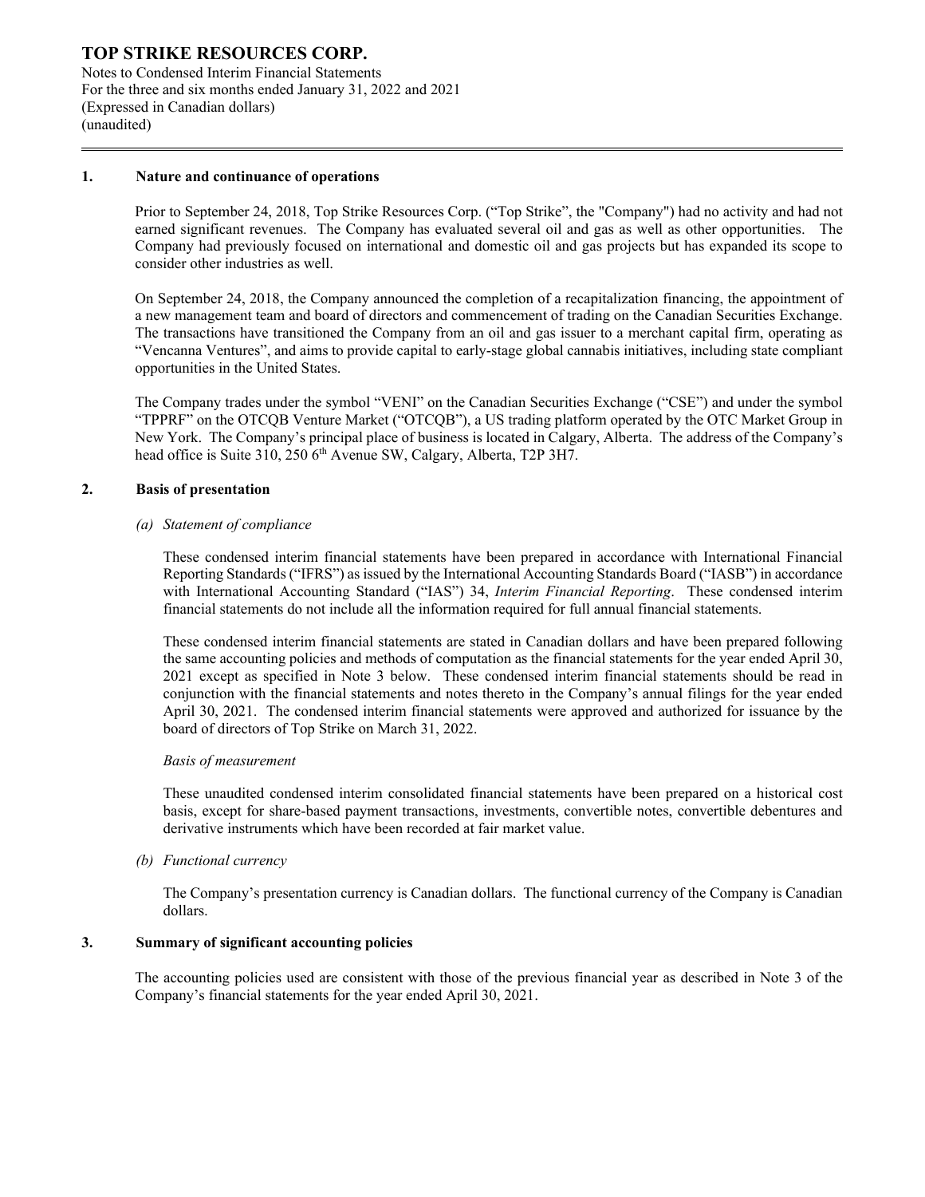## 1. Nature and continuance of operations

Prior to September 24, 2018, Top Strike Resources Corp. ("Top Strike", the "Company") had no activity and had not earned significant revenues. The Company has evaluated several oil and gas as well as other opportunities. The Company had previously focused on international and domestic oil and gas projects but has expanded its scope to consider other industries as well.

On September 24, 2018, the Company announced the completion of a recapitalization financing, the appointment of a new management team and board of directors and commencement of trading on the Canadian Securities Exchange. The transactions have transitioned the Company from an oil and gas issuer to a merchant capital firm, operating as "Vencanna Ventures", and aims to provide capital to early-stage global cannabis initiatives, including state compliant opportunities in the United States.

The Company trades under the symbol "VENI" on the Canadian Securities Exchange ("CSE") and under the symbol "TPPRF" on the OTCQB Venture Market ("OTCQB"), a US trading platform operated by the OTC Market Group in New York. The Company's principal place of business is located in Calgary, Alberta. The address of the Company's head office is Suite 310, 250 6th Avenue SW, Calgary, Alberta, T2P 3H7.

## 2. Basis of presentation

*(a) Statement of compliance*

These condensed interim financial statements have been prepared in accordance with International Financial Reporting Standards ("IFRS") as issued by the International Accounting Standards Board ("IASB") in accordance with International Accounting Standard ("IAS") 34, *Interim Financial Reporting*. These condensed interim financial statements do not include all the information required for full annual financial statements.

These condensed interim financial statements are stated in Canadian dollars and have been prepared following the same accounting policies and methods of computation as the financial statements for the year ended April 30, 2021 except as specified in Note 3 below. These condensed interim financial statements should be read in conjunction with the financial statements and notes thereto in the Company's annual filings for the year ended April 30, 2021. The condensed interim financial statements were approved and authorized for issuance by the board of directors of Top Strike on March 31, 2022.

*Basis of measurement*

These unaudited condensed interim consolidated financial statements have been prepared on a historical cost basis, except for share-based payment transactions, investments, convertible notes, convertible debentures and derivative instruments which have been recorded at fair market value.

*(b) Functional currency*

The Company's presentation currency is Canadian dollars. The functional currency of the Company is Canadian dollars.

## 3. Summary of significant accounting policies

The accounting policies used are consistent with those of the previous financial year as described in Note 3 of the Company's financial statements for the year ended April 30, 2021.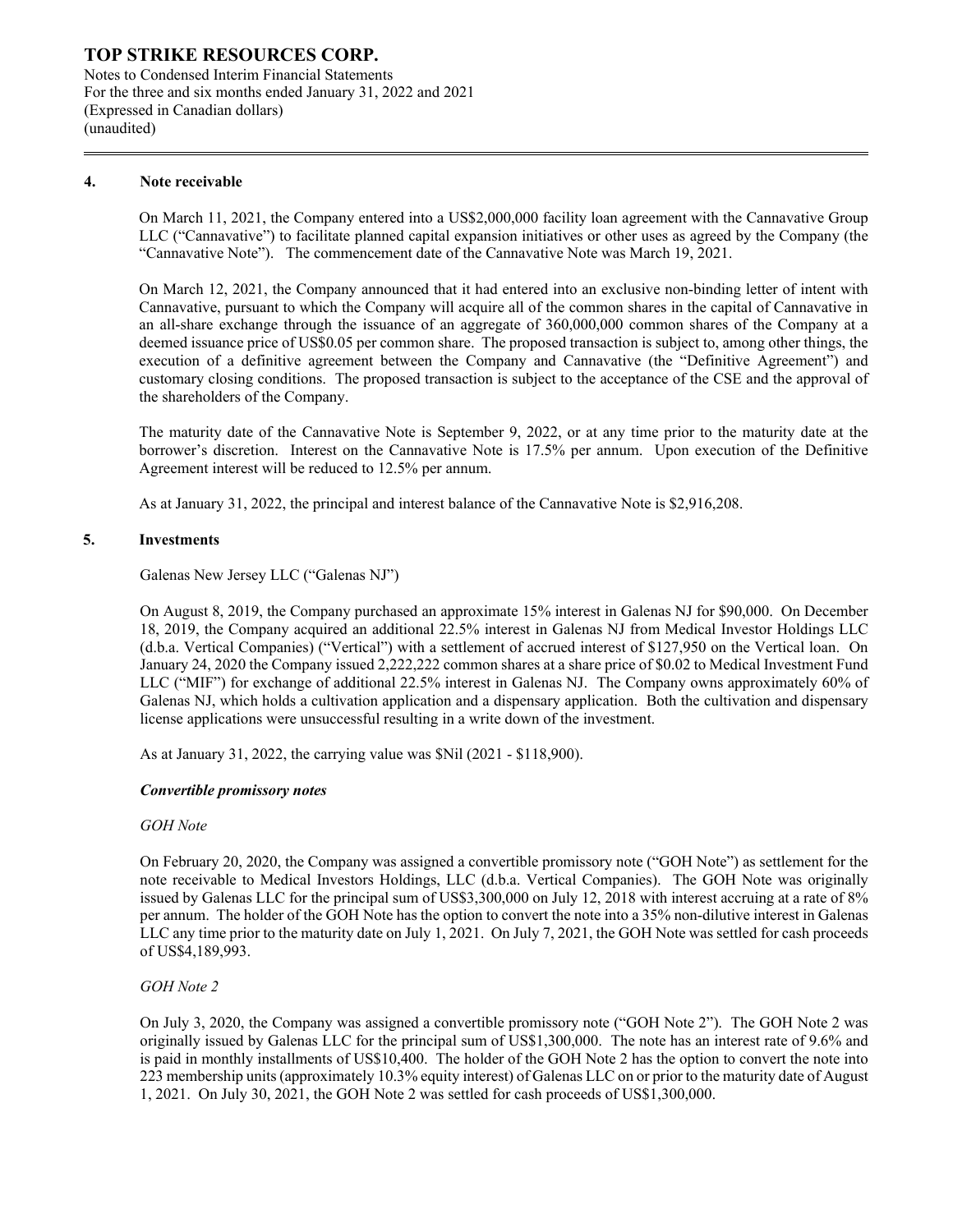## 4. Note receivable

On March 11, 2021, the Company entered into a US$2,000,000 facility loan agreement with the Cannavative Group LLC ("Cannavative") to facilitate planned capital expansion initiatives or other uses as agreed by the Company (the "Cannavative Note"). The commencement date of the Cannavative Note was March 19, 2021.

On March 12, 2021, the Company announced that it had entered into an exclusive non-binding letter of intent with Cannavative, pursuant to which the Company will acquire all of the common shares in the capital of Cannavative in an all-share exchange through the issuance of an aggregate of 360,000,000 common shares of the Company at a deemed issuance price of US$0.05 per common share. The proposed transaction is subject to, among other things, the execution of a definitive agreement between the Company and Cannavative (the "Definitive Agreement") and customary closing conditions. The proposed transaction is subject to the acceptance of the CSE and the approval of the shareholders of the Company.

The maturity date of the Cannavative Note is September 9, 2022, or at any time prior to the maturity date at the borrower's discretion. Interest on the Cannavative Note is 17.5% per annum. Upon execution of the Definitive Agreement interest will be reduced to 12.5% per annum.

As at January 31, 2022, the principal and interest balance of the Cannavative Note is $2,916,208.

## 5. Investments

Galenas New Jersey LLC ("Galenas NJ")

On August 8, 2019, the Company purchased an approximate 15% interest in Galenas NJ for $90,000. On December 18, 2019, the Company acquired an additional 22.5% interest in Galenas NJ from Medical Investor Holdings LLC (d.b.a. Vertical Companies) ("Vertical") with a settlement of accrued interest of $127,950 on the Vertical loan. On January 24, 2020 the Company issued 2,222,222 common shares at a share price of $0.02 to Medical Investment Fund LLC ("MIF") for exchange of additional 22.5% interest in Galenas NJ. The Company owns approximately 60% of Galenas NJ, which holds a cultivation application and a dispensary application. Both the cultivation and dispensary license applications were unsuccessful resulting in a write down of the investment.

As at January 31, 2022, the carrying value was $Nil (2021 - $118,900).

***Convertible promissory notes***

*GOH Note*

On February 20, 2020, the Company was assigned a convertible promissory note ("GOH Note") as settlement for the note receivable to Medical Investors Holdings, LLC (d.b.a. Vertical Companies). The GOH Note was originally issued by Galenas LLC for the principal sum of US$3,300,000 on July 12, 2018 with interest accruing at a rate of 8% per annum. The holder of the GOH Note has the option to convert the note into a 35% non-dilutive interest in Galenas LLC any time prior to the maturity date on July 1, 2021. On July 7, 2021, the GOH Note was settled for cash proceeds of US$4,189,993.

*GOH Note 2*

On July 3, 2020, the Company was assigned a convertible promissory note ("GOH Note 2"). The GOH Note 2 was originally issued by Galenas LLC for the principal sum of US$1,300,000. The note has an interest rate of 9.6% and is paid in monthly installments of US$10,400. The holder of the GOH Note 2 has the option to convert the note into 223 membership units (approximately 10.3% equity interest) of Galenas LLC on or prior to the maturity date of August 1, 2021. On July 30, 2021, the GOH Note 2 was settled for cash proceeds of US$1,300,000.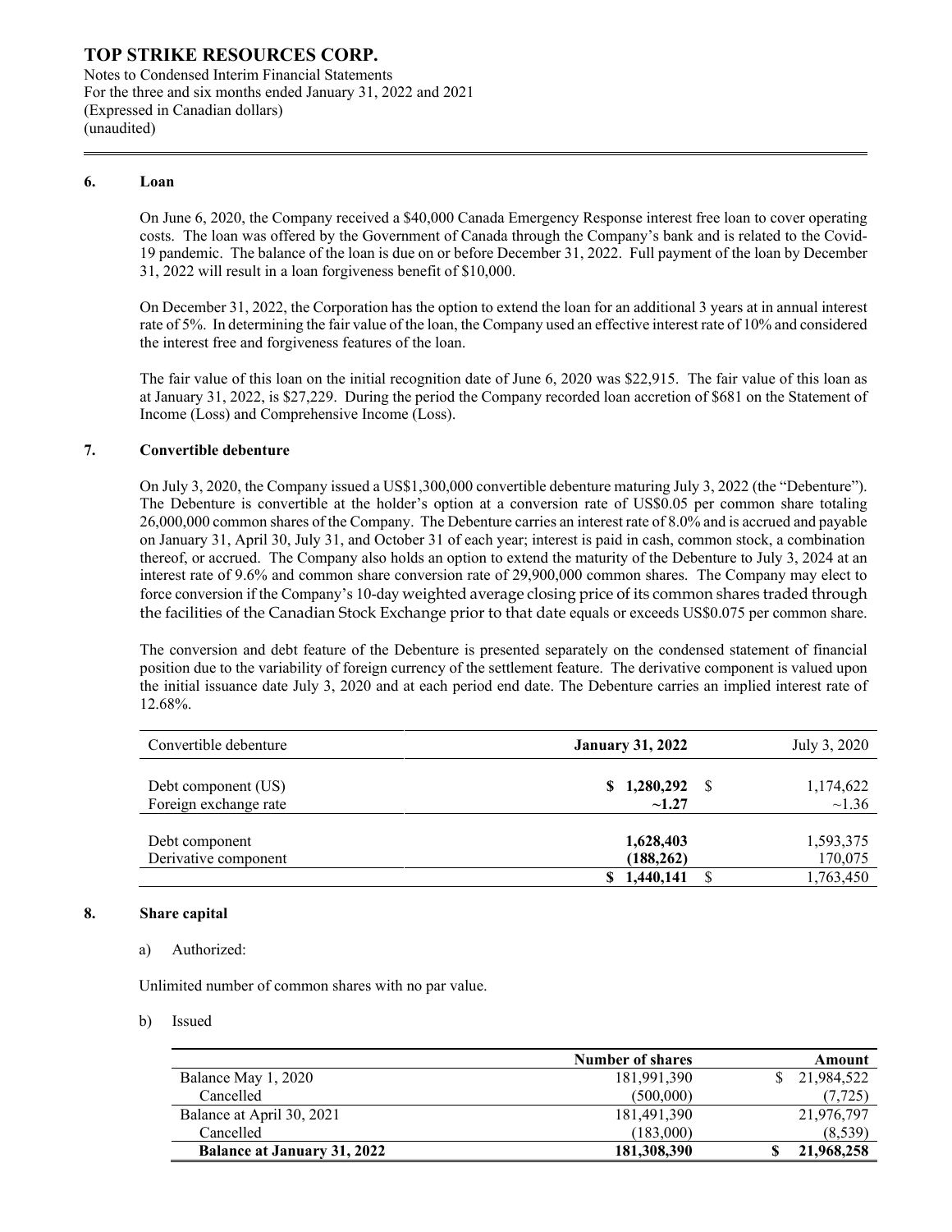## 6. Loan

On June 6, 2020, the Company received a $40,000 Canada Emergency Response interest free loan to cover operating costs. The loan was offered by the Government of Canada through the Company's bank and is related to the Covid-19 pandemic. The balance of the loan is due on or before December 31, 2022. Full payment of the loan by December 31, 2022 will result in a loan forgiveness benefit of $10,000.

On December 31, 2022, the Corporation has the option to extend the loan for an additional 3 years at in annual interest rate of 5%. In determining the fair value of the loan, the Company used an effective interest rate of 10% and considered the interest free and forgiveness features of the loan.

The fair value of this loan on the initial recognition date of June 6, 2020 was $22,915. The fair value of this loan as at January 31, 2022, is $27,229. During the period the Company recorded loan accretion of $681 on the Statement of Income (Loss) and Comprehensive Income (Loss).

## 7. Convertible debenture

On July 3, 2020, the Company issued a US$1,300,000 convertible debenture maturing July 3, 2022 (the "Debenture"). The Debenture is convertible at the holder's option at a conversion rate of US$0.05 per common share totaling 26,000,000 common shares of the Company. The Debenture carries an interest rate of 8.0% and is accrued and payable on January 31, April 30, July 31, and October 31 of each year; interest is paid in cash, common stock, a combination thereof, or accrued. The Company also holds an option to extend the maturity of the Debenture to July 3, 2024 at an interest rate of 9.6% and common share conversion rate of 29,900,000 common shares. The Company may elect to force conversion if the Company's 10-day weighted average closing price of its common shares traded through the facilities of the Canadian Stock Exchange prior to that date equals or exceeds US$0.075 per common share.

The conversion and debt feature of the Debenture is presented separately on the condensed statement of financial position due to the variability of foreign currency of the settlement feature. The derivative component is valued upon the initial issuance date July 3, 2020 and at each period end date. The Debenture carries an implied interest rate of 12.68%.

| Convertible debenture | **January 31, 2022** | July 3, 2020 |
|---|---|---|
| Debt component (US) | **$ 1,280,292** | $ 1,174,622 |
| Foreign exchange rate | **~1.27** | ~1.36 |
| Debt component | **1,628,403** | 1,593,375 |
| Derivative component | **(188,262)** | 170,075 |
| | **$ 1,440,141** | $ 1,763,450 |

## 8. Share capital

a) Authorized:

Unlimited number of common shares with no par value.

b) Issued

| | Number of shares | Amount |
|---|---|---|
| Balance May 1, 2020 | 181,991,390 | $ 21,984,522 |
| Cancelled | (500,000) | (7,725) |
| Balance at April 30, 2021 | 181,491,390 | 21,976,797 |
| Cancelled | (183,000) | (8,539) |
| **Balance at January 31, 2022** | **181,308,390** | **$ 21,968,258** |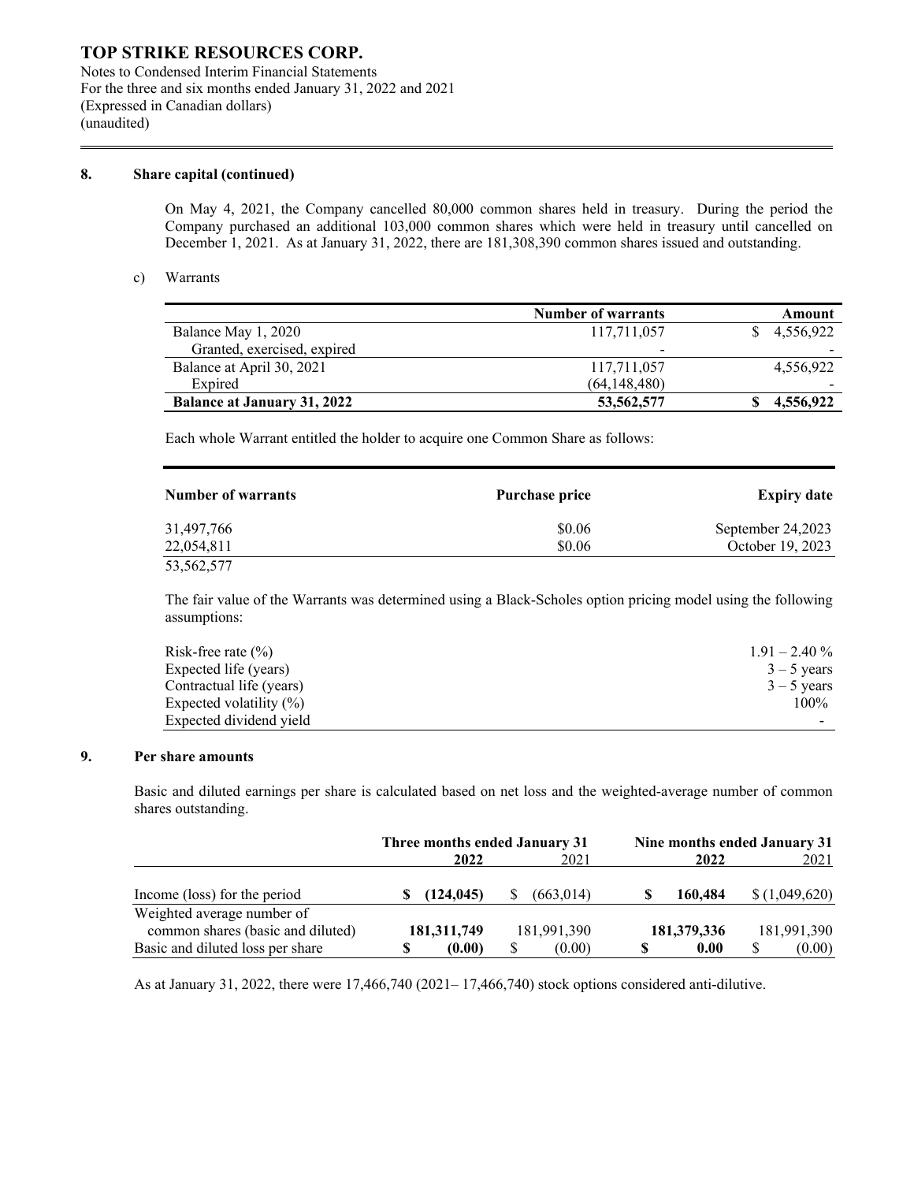## 8. Share capital (continued)

On May 4, 2021, the Company cancelled 80,000 common shares held in treasury. During the period the Company purchased an additional 103,000 common shares which were held in treasury until cancelled on December 1, 2021. As at January 31, 2022, there are 181,308,390 common shares issued and outstanding.

c) Warrants

| | Number of warrants | Amount |
|---|---|---|
| Balance May 1, 2020 | 117,711,057 | $ 4,556,922 |
| Granted, exercised, expired | - | - |
| Balance at April 30, 2021 | 117,711,057 | 4,556,922 |
| Expired | (64,148,480) | - |
| **Balance at January 31, 2022** | **53,562,577** | **$ 4,556,922** |

Each whole Warrant entitled the holder to acquire one Common Share as follows:

| Number of warrants | Purchase price | Expiry date |
|---|---|---|
| 31,497,766 | $0.06 | September 24,2023 |
| 22,054,811 | $0.06 | October 19, 2023 |
| 53,562,577 | | |

The fair value of the Warrants was determined using a Black-Scholes option pricing model using the following assumptions:

| | |
|---|---|
| Risk-free rate (%) | 1.91 – 2.40 % |
| Expected life (years) | 3 – 5 years |
| Contractual life (years) | 3 – 5 years |
| Expected volatility (%) | 100% |
| Expected dividend yield | - |

## 9. Per share amounts

Basic and diluted earnings per share is calculated based on net loss and the weighted-average number of common shares outstanding.

| | Three months ended January 31 | | Nine months ended January 31 | |
|---|---|---|---|---|
| | **2022** | 2021 | **2022** | 2021 |
| Income (loss) for the period | **$ (124,045)** | $ (663,014) | **$ 160,484** | $ (1,049,620) |
| Weighted average number of common shares (basic and diluted) | **181,311,749** | 181,991,390 | **181,379,336** | 181,991,390 |
| Basic and diluted loss per share | **$ (0.00)** | $ (0.00) | **$ 0.00** | $ (0.00) |

As at January 31, 2022, there were 17,466,740 (2021– 17,466,740) stock options considered anti-dilutive.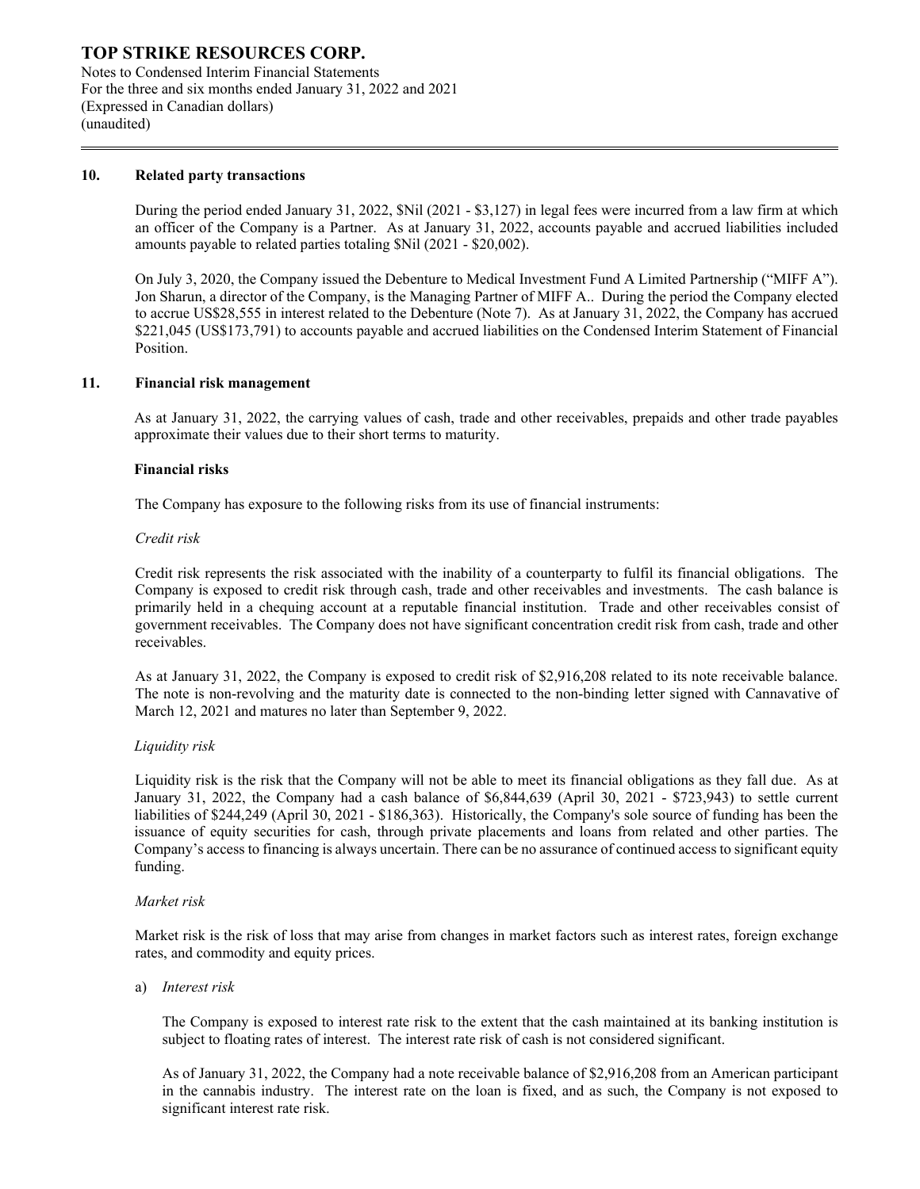## 10. Related party transactions

During the period ended January 31, 2022, $Nil (2021 - $3,127) in legal fees were incurred from a law firm at which an officer of the Company is a Partner. As at January 31, 2022, accounts payable and accrued liabilities included amounts payable to related parties totaling $Nil (2021 - $20,002).

On July 3, 2020, the Company issued the Debenture to Medical Investment Fund A Limited Partnership ("MIFF A"). Jon Sharun, a director of the Company, is the Managing Partner of MIFF A.. During the period the Company elected to accrue US$28,555 in interest related to the Debenture (Note 7). As at January 31, 2022, the Company has accrued $221,045 (US$173,791) to accounts payable and accrued liabilities on the Condensed Interim Statement of Financial Position.

## 11. Financial risk management

As at January 31, 2022, the carrying values of cash, trade and other receivables, prepaids and other trade payables approximate their values due to their short terms to maturity.

### Financial risks

The Company has exposure to the following risks from its use of financial instruments:

*Credit risk*

Credit risk represents the risk associated with the inability of a counterparty to fulfil its financial obligations. The Company is exposed to credit risk through cash, trade and other receivables and investments. The cash balance is primarily held in a chequing account at a reputable financial institution. Trade and other receivables consist of government receivables. The Company does not have significant concentration credit risk from cash, trade and other receivables.

As at January 31, 2022, the Company is exposed to credit risk of $2,916,208 related to its note receivable balance. The note is non-revolving and the maturity date is connected to the non-binding letter signed with Cannavative of March 12, 2021 and matures no later than September 9, 2022.

*Liquidity risk*

Liquidity risk is the risk that the Company will not be able to meet its financial obligations as they fall due. As at January 31, 2022, the Company had a cash balance of $6,844,639 (April 30, 2021 - $723,943) to settle current liabilities of $244,249 (April 30, 2021 - $186,363). Historically, the Company's sole source of funding has been the issuance of equity securities for cash, through private placements and loans from related and other parties. The Company's access to financing is always uncertain. There can be no assurance of continued access to significant equity funding.

*Market risk*

Market risk is the risk of loss that may arise from changes in market factors such as interest rates, foreign exchange rates, and commodity and equity prices.

a) *Interest risk*

The Company is exposed to interest rate risk to the extent that the cash maintained at its banking institution is subject to floating rates of interest. The interest rate risk of cash is not considered significant.

As of January 31, 2022, the Company had a note receivable balance of $2,916,208 from an American participant in the cannabis industry. The interest rate on the loan is fixed, and as such, the Company is not exposed to significant interest rate risk.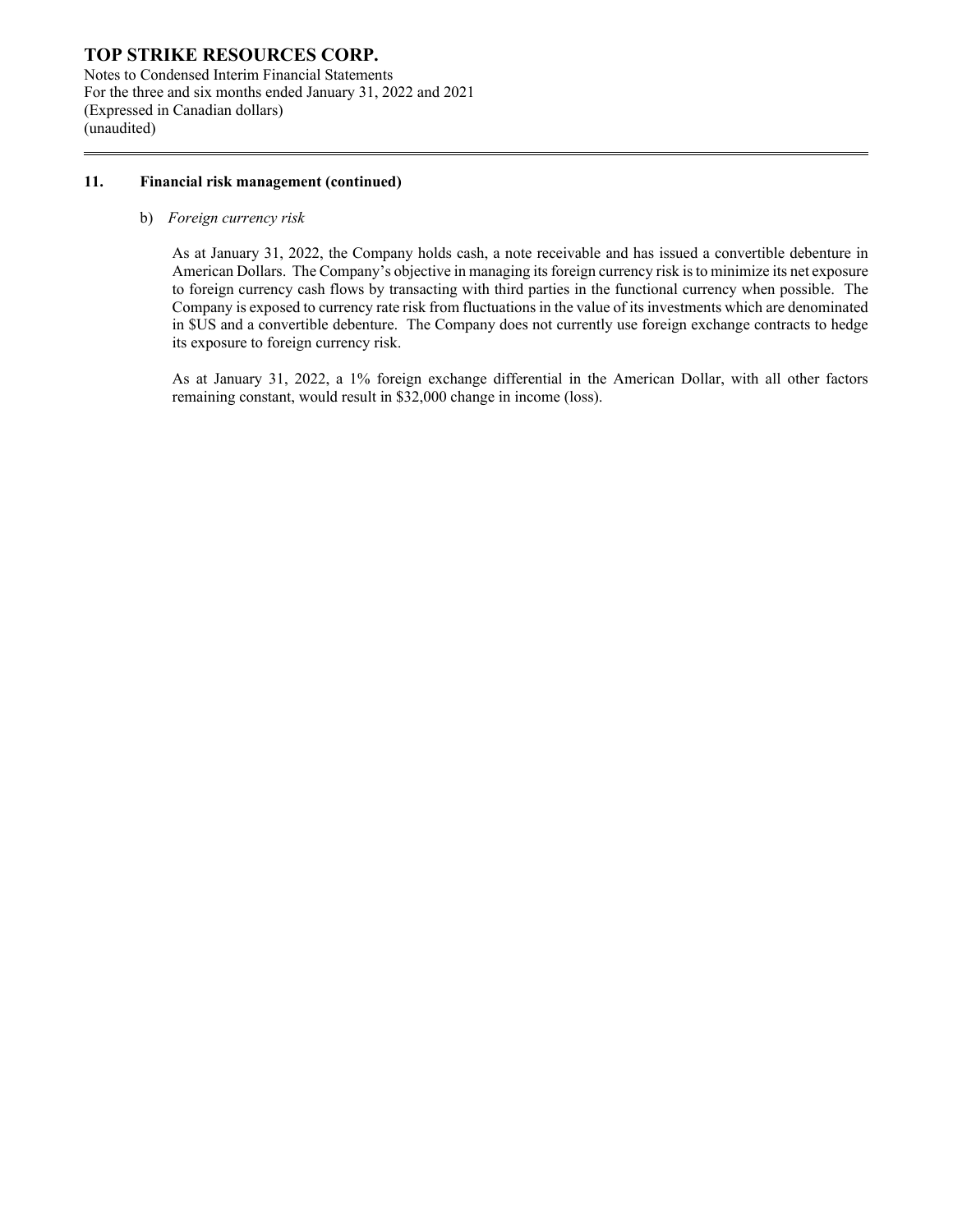## 11. Financial risk management (continued)

b) *Foreign currency risk*

As at January 31, 2022, the Company holds cash, a note receivable and has issued a convertible debenture in American Dollars. The Company's objective in managing its foreign currency risk is to minimize its net exposure to foreign currency cash flows by transacting with third parties in the functional currency when possible. The Company is exposed to currency rate risk from fluctuations in the value of its investments which are denominated in $US and a convertible debenture. The Company does not currently use foreign exchange contracts to hedge its exposure to foreign currency risk.

As at January 31, 2022, a 1% foreign exchange differential in the American Dollar, with all other factors remaining constant, would result in $32,000 change in income (loss).